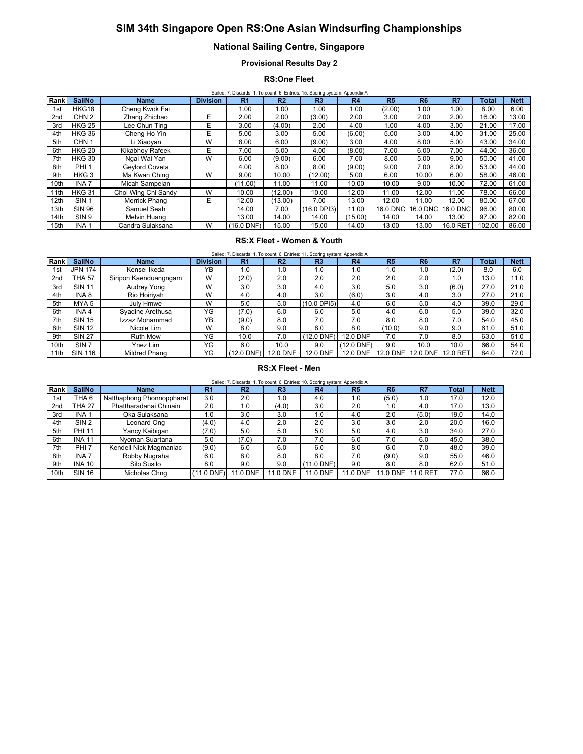# SIM 34th Singapore Open RS:One Asian Windsurfing Championships

## National Sailing Centre, Singapore

### Provisional Results Day 2

#### RS:One Fleet

Sailed: 7, Discards: 1, To count: 6, Entries: 15, Scoring system: Appendix A

| Rank | SailNo | Name | Division | R1 | R2 | R3 | R4 | R5 | R6 | R7 | Total | Nett |
|---|---|---|---|---|---|---|---|---|---|---|---|---|
| 1st | HKG18 | Cheng Kwok Fai | | 1.00 | 1.00 | 1.00 | 1.00 | (2.00) | 1.00 | 1.00 | 8.00 | 6.00 |
| 2nd | CHN 2 | Zhang Zhichao | E | 2.00 | 2.00 | (3.00) | 2.00 | 3.00 | 2.00 | 2.00 | 16.00 | 13.00 |
| 3rd | HKG 25 | Lee Chun Ting | E | 3.00 | (4.00) | 2.00 | 4.00 | 1.00 | 4.00 | 3.00 | 21.00 | 17.00 |
| 4th | HKG 36 | Cheng Ho Yin | E | 5.00 | 3.00 | 5.00 | (6.00) | 5.00 | 3.00 | 4.00 | 31.00 | 25.00 |
| 5th | CHN 1 | Li Xiaoyan | W | 8.00 | 6.00 | (9.00) | 3.00 | 4.00 | 8.00 | 5.00 | 43.00 | 34.00 |
| 6th | HKG 20 | Kikabhoy Rafeek | E | 7.00 | 5.00 | 4.00 | (8.00) | 7.00 | 6.00 | 7.00 | 44.00 | 36.00 |
| 7th | HKG 30 | Ngai Wai Yan | W | 6.00 | (9.00) | 6.00 | 7.00 | 8.00 | 5.00 | 9.00 | 50.00 | 41.00 |
| 8th | PHI 1 | Geylord Coveta | | 4.00 | 8.00 | 8.00 | (9.00) | 9.00 | 7.00 | 8.00 | 53.00 | 44.00 |
| 9th | HKG 3 | Ma Kwan Ching | W | 9.00 | 10.00 | (12.00) | 5.00 | 6.00 | 10.00 | 6.00 | 58.00 | 46.00 |
| 10th | INA 7 | Micah Sampelan | | (11.00) | 11.00 | 11.00 | 10.00 | 10.00 | 9.00 | 10.00 | 72.00 | 61.00 |
| 11th | HKG 31 | Choi Wing Chi Sandy | W | 10.00 | (12.00) | 10.00 | 12.00 | 11.00 | 12.00 | 11.00 | 78.00 | 66.00 |
| 12th | SIN 1 | Merrick Phang | E | 12.00 | (13.00) | 7.00 | 13.00 | 12.00 | 11.00 | 12.00 | 80.00 | 67.00 |
| 13th | SIN 96 | Samuel Seah | | 14.00 | 7.00 | (16.0 DPI3) | 11.00 | 16.0 DNC | 16.0 DNC | 16.0 DNC | 96.00 | 80.00 |
| 14th | SIN 9 | Melvin Huang | | 13.00 | 14.00 | 14.00 | (15.00) | 14.00 | 14.00 | 13.00 | 97.00 | 82.00 |
| 15th | INA 1 | Candra Sulaksana | W | (16.0 DNF) | 15.00 | 15.00 | 14.00 | 13.00 | 13.00 | 16.0 RET | 102.00 | 86.00 |

#### RS:X Fleet - Women & Youth

Sailed: 7, Discards: 1, To count: 6, Entries: 11, Scoring system: Appendix A

| Rank | SailNo | Name | Division | R1 | R2 | R3 | R4 | R5 | R6 | R7 | Total | Nett |
|---|---|---|---|---|---|---|---|---|---|---|---|---|
| 1st | JPN 174 | Kensei Ikeda | YB | 1.0 | 1.0 | 1.0 | 1.0 | 1.0 | 1.0 | (2.0) | 8.0 | 6.0 |
| 2nd | THA 57 | Siripon Kaenduangngam | W | (2.0) | 2.0 | 2.0 | 2.0 | 2.0 | 2.0 | 1.0 | 13.0 | 11.0 |
| 3rd | SIN 11 | Audrey Yong | W | 3.0 | 3.0 | 4.0 | 3.0 | 5.0 | 3.0 | (6.0) | 27.0 | 21.0 |
| 4th | INA 8 | Rio Hoiriyah | W | 4.0 | 4.0 | 3.0 | (6.0) | 3.0 | 4.0 | 3.0 | 27.0 | 21.0 |
| 5th | MYA 5 | July Hmwe | W | 5.0 | 5.0 | (10.0 DPI5) | 4.0 | 6.0 | 5.0 | 4.0 | 39.0 | 29.0 |
| 6th | INA 4 | Syadine Arethusa | YG | (7.0) | 6.0 | 6.0 | 5.0 | 4.0 | 6.0 | 5.0 | 39.0 | 32.0 |
| 7th | SIN 15 | Izzaz Mohammad | YB | (9.0) | 8.0 | 7.0 | 7.0 | 8.0 | 8.0 | 7.0 | 54.0 | 45.0 |
| 8th | SIN 12 | Nicole Lim | W | 8.0 | 9.0 | 8.0 | 8.0 | (10.0) | 9.0 | 9.0 | 61.0 | 51.0 |
| 9th | SIN 27 | Ruth Mow | YG | 10.0 | 7.0 | (12.0 DNF) | 12.0 DNF | 7.0 | 7.0 | 8.0 | 63.0 | 51.0 |
| 10th | SIN 7 | Ynez Lim | YG | 6.0 | 10.0 | 9.0 | (12.0 DNF) | 9.0 | 10.0 | 10.0 | 66.0 | 54.0 |
| 11th | SIN 116 | Mildred Phang | YG | (12.0 DNF) | 12.0 DNF | 12.0 DNF | 12.0 DNF | 12.0 DNF | 12.0 DNF | 12.0 RET | 84.0 | 72.0 |

#### RS:X Fleet - Men

Sailed: 7, Discards: 1, To count: 6, Entries: 10, Scoring system: Appendix A

| Rank | SailNo | Name | R1 | R2 | R3 | R4 | R5 | R6 | R7 | Total | Nett |
|---|---|---|---|---|---|---|---|---|---|---|---|
| 1st | THA 6 | Natthaphong Phonnoppharat | 3.0 | 2.0 | 1.0 | 4.0 | 1.0 | (5.0) | 1.0 | 17.0 | 12.0 |
| 2nd | THA 27 | Phattharadanai Chinain | 2.0 | 1.0 | (4.0) | 3.0 | 2.0 | 1.0 | 4.0 | 17.0 | 13.0 |
| 3rd | INA 1 | Oka Sulaksana | 1.0 | 3.0 | 3.0 | 1.0 | 4.0 | 2.0 | (5.0) | 19.0 | 14.0 |
| 4th | SIN 2 | Leonard Ong | (4.0) | 4.0 | 2.0 | 2.0 | 3.0 | 3.0 | 2.0 | 20.0 | 16.0 |
| 5th | PHI 11 | Yancy Kaibigan | (7.0) | 5.0 | 5.0 | 5.0 | 5.0 | 4.0 | 3.0 | 34.0 | 27.0 |
| 6th | INA 11 | Nyoman Suartana | 5.0 | (7.0) | 7.0 | 7.0 | 6.0 | 7.0 | 6.0 | 45.0 | 38.0 |
| 7th | PHI 7 | Kendell Nick Magmanlac | (9.0) | 6.0 | 6.0 | 6.0 | 8.0 | 6.0 | 7.0 | 48.0 | 39.0 |
| 8th | INA 7 | Robby Nugraha | 6.0 | 8.0 | 8.0 | 7.0 | 7.0 | (9.0) | 9.0 | 55.0 | 46.0 |
| 9th | INA 10 | Silo Susilo | 8.0 | 9.0 | 9.0 | (11.0 DNF) | 9.0 | 8.0 | 8.0 | 62.0 | 51.0 |
| 10th | SIN 16 | Nicholas Chng | (11.0 DNF) | 11.0 DNF | 11.0 DNF | 11.0 DNF | 11.0 DNF | 11.0 DNF | 11.0 RET | 77.0 | 66.0 |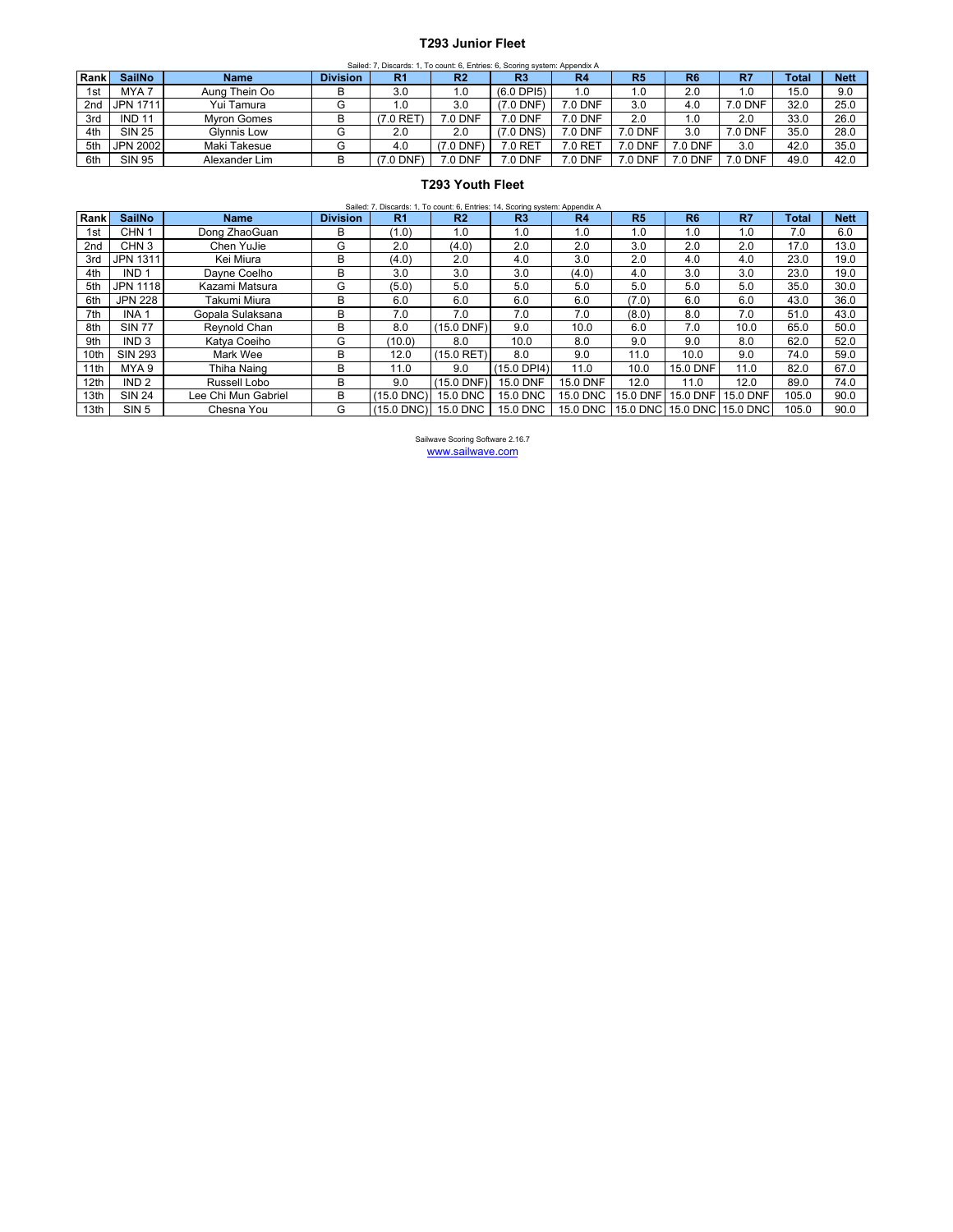## T293 Junior Fleet

Sailed: 7, Discards: 1, To count: 6, Entries: 6, Scoring system: Appendix A

| Rank | SailNo | Name | Division | R1 | R2 | R3 | R4 | R5 | R6 | R7 | Total | Nett |
|---|---|---|---|---|---|---|---|---|---|---|---|---|
| 1st | MYA 7 | Aung Thein Oo | B | 3.0 | 1.0 | (6.0 DPI5) | 1.0 | 1.0 | 2.0 | 1.0 | 15.0 | 9.0 |
| 2nd | JPN 1711 | Yui Tamura | G | 1.0 | 3.0 | (7.0 DNF) | 7.0 DNF | 3.0 | 4.0 | 7.0 DNF | 32.0 | 25.0 |
| 3rd | IND 11 | Myron Gomes | B | (7.0 RET) | 7.0 DNF | 7.0 DNF | 7.0 DNF | 2.0 | 1.0 | 2.0 | 33.0 | 26.0 |
| 4th | SIN 25 | Glynnis Low | G | 2.0 | 2.0 | (7.0 DNS) | 7.0 DNF | 7.0 DNF | 3.0 | 7.0 DNF | 35.0 | 28.0 |
| 5th | JPN 2002 | Maki Takesue | G | 4.0 | (7.0 DNF) | 7.0 RET | 7.0 RET | 7.0 DNF | 7.0 DNF | 3.0 | 42.0 | 35.0 |
| 6th | SIN 95 | Alexander Lim | B | (7.0 DNF) | 7.0 DNF | 7.0 DNF | 7.0 DNF | 7.0 DNF | 7.0 DNF | 7.0 DNF | 49.0 | 42.0 |

## T293 Youth Fleet

Sailed: 7, Discards: 1, To count: 6, Entries: 14, Scoring system: Appendix A

| Rank | SailNo | Name | Division | R1 | R2 | R3 | R4 | R5 | R6 | R7 | Total | Nett |
|---|---|---|---|---|---|---|---|---|---|---|---|---|
| 1st | CHN 1 | Dong ZhaoGuan | B | (1.0) | 1.0 | 1.0 | 1.0 | 1.0 | 1.0 | 1.0 | 7.0 | 6.0 |
| 2nd | CHN 3 | Chen YuJie | G | 2.0 | (4.0) | 2.0 | 2.0 | 3.0 | 2.0 | 2.0 | 17.0 | 13.0 |
| 3rd | JPN 1311 | Kei Miura | B | (4.0) | 2.0 | 4.0 | 3.0 | 2.0 | 4.0 | 4.0 | 23.0 | 19.0 |
| 4th | IND 1 | Dayne Coelho | B | 3.0 | 3.0 | 3.0 | (4.0) | 4.0 | 3.0 | 3.0 | 23.0 | 19.0 |
| 5th | JPN 1118 | Kazami Matsura | G | (5.0) | 5.0 | 5.0 | 5.0 | 5.0 | 5.0 | 5.0 | 35.0 | 30.0 |
| 6th | JPN 228 | Takumi Miura | B | 6.0 | 6.0 | 6.0 | 6.0 | (7.0) | 6.0 | 6.0 | 43.0 | 36.0 |
| 7th | INA 1 | Gopala Sulaksana | B | 7.0 | 7.0 | 7.0 | 7.0 | (8.0) | 8.0 | 7.0 | 51.0 | 43.0 |
| 8th | SIN 77 | Reynold Chan | B | 8.0 | (15.0 DNF) | 9.0 | 10.0 | 6.0 | 7.0 | 10.0 | 65.0 | 50.0 |
| 9th | IND 3 | Katya Coeiho | G | (10.0) | 8.0 | 10.0 | 8.0 | 9.0 | 9.0 | 8.0 | 62.0 | 52.0 |
| 10th | SIN 293 | Mark Wee | B | 12.0 | (15.0 RET) | 8.0 | 9.0 | 11.0 | 10.0 | 9.0 | 74.0 | 59.0 |
| 11th | MYA 9 | Thiha Naing | B | 11.0 | 9.0 | (15.0 DPI4) | 11.0 | 10.0 | 15.0 DNF | 11.0 | 82.0 | 67.0 |
| 12th | IND 2 | Russell Lobo | B | 9.0 | (15.0 DNF) | 15.0 DNF | 15.0 DNF | 12.0 | 11.0 | 12.0 | 89.0 | 74.0 |
| 13th | SIN 24 | Lee Chi Mun Gabriel | B | (15.0 DNC) | 15.0 DNC | 15.0 DNC | 15.0 DNC | 15.0 DNF | 15.0 DNF | 15.0 DNF | 105.0 | 90.0 |
| 13th | SIN 5 | Chesna You | G | (15.0 DNC) | 15.0 DNC | 15.0 DNC | 15.0 DNC | 15.0 DNC | 15.0 DNC | 15.0 DNC | 105.0 | 90.0 |

Sailwave Scoring Software 2.16.7
www.sailwave.com